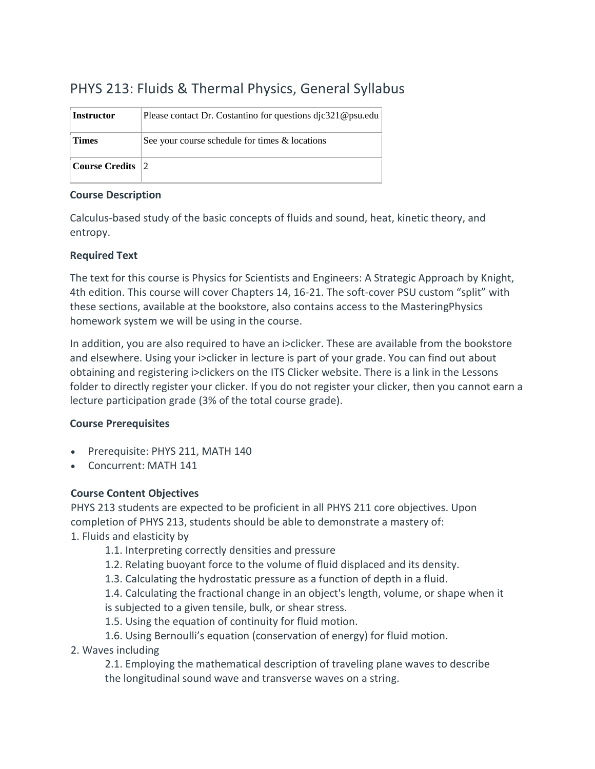# PHYS 213: Fluids & Thermal Physics, General Syllabus

| | |
|---|---|
| **Instructor** | Please contact Dr. Costantino for questions djc321@psu.edu |
| **Times** | See your course schedule for times & locations |
| **Course Credits** | 2 |

### Course Description

Calculus-based study of the basic concepts of fluids and sound, heat, kinetic theory, and entropy.

### Required Text

The text for this course is Physics for Scientists and Engineers: A Strategic Approach by Knight, 4th edition. This course will cover Chapters 14, 16-21. The soft-cover PSU custom "split" with these sections, available at the bookstore, also contains access to the MasteringPhysics homework system we will be using in the course.

In addition, you are also required to have an i>clicker. These are available from the bookstore and elsewhere. Using your i>clicker in lecture is part of your grade. You can find out about obtaining and registering i>clickers on the ITS Clicker website. There is a link in the Lessons folder to directly register your clicker. If you do not register your clicker, then you cannot earn a lecture participation grade (3% of the total course grade).

### Course Prerequisites

- Prerequisite: PHYS 211, MATH 140
- Concurrent: MATH 141

### Course Content Objectives

PHYS 213 students are expected to be proficient in all PHYS 211 core objectives. Upon completion of PHYS 213, students should be able to demonstrate a mastery of:

1. Fluids and elasticity by
    - 1.1. Interpreting correctly densities and pressure
    - 1.2. Relating buoyant force to the volume of fluid displaced and its density.
    - 1.3. Calculating the hydrostatic pressure as a function of depth in a fluid.
    - 1.4. Calculating the fractional change in an object's length, volume, or shape when it is subjected to a given tensile, bulk, or shear stress.
    - 1.5. Using the equation of continuity for fluid motion.
    - 1.6. Using Bernoulli's equation (conservation of energy) for fluid motion.
2. Waves including
    - 2.1. Employing the mathematical description of traveling plane waves to describe the longitudinal sound wave and transverse waves on a string.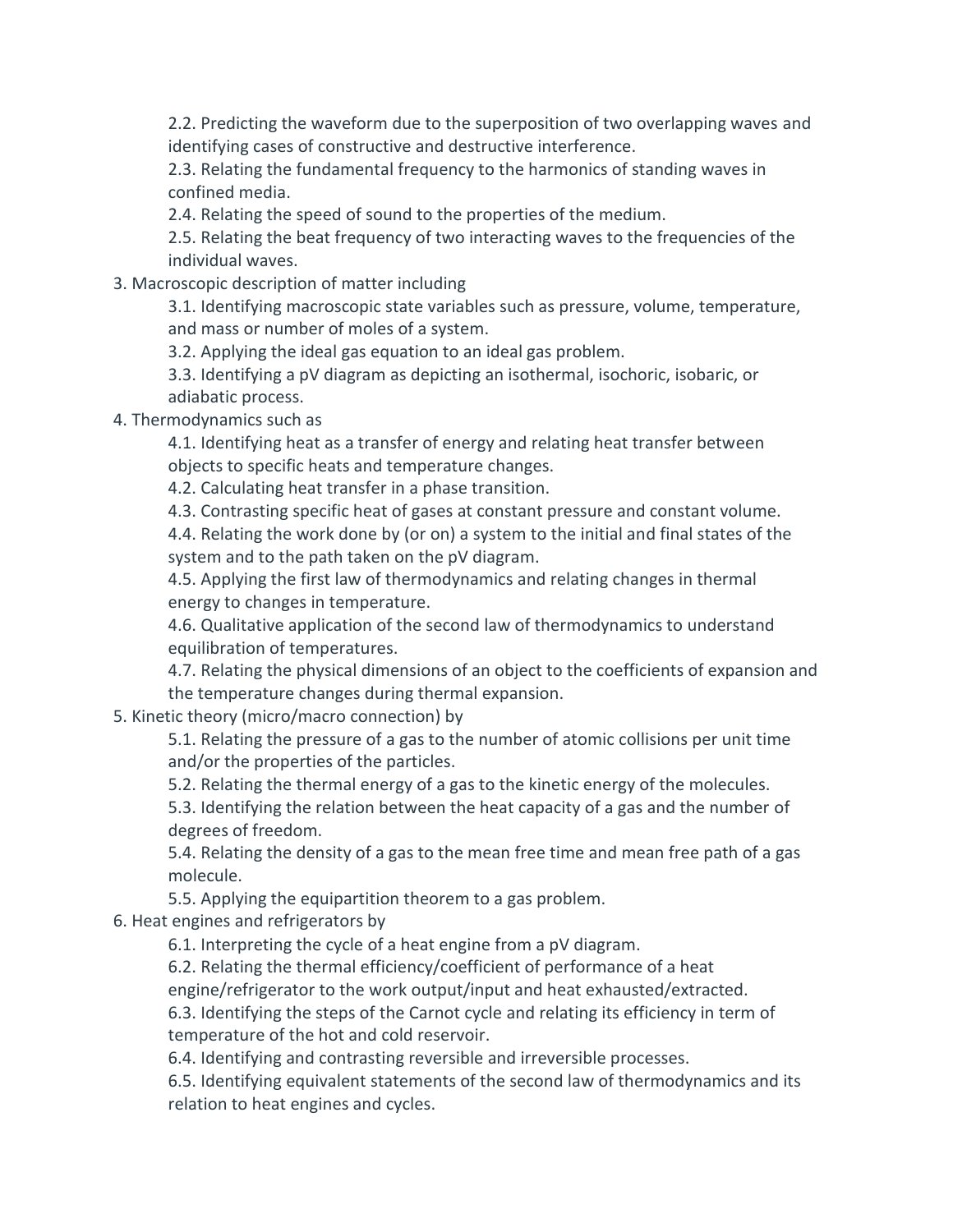- 2.2. Predicting the waveform due to the superposition of two overlapping waves and identifying cases of constructive and destructive interference.
   - 2.3. Relating the fundamental frequency to the harmonics of standing waves in confined media.
   - 2.4. Relating the speed of sound to the properties of the medium.
   - 2.5. Relating the beat frequency of two interacting waves to the frequencies of the individual waves.

3. Macroscopic description of matter including
   - 3.1. Identifying macroscopic state variables such as pressure, volume, temperature, and mass or number of moles of a system.
   - 3.2. Applying the ideal gas equation to an ideal gas problem.
   - 3.3. Identifying a pV diagram as depicting an isothermal, isochoric, isobaric, or adiabatic process.
4. Thermodynamics such as
   - 4.1. Identifying heat as a transfer of energy and relating heat transfer between objects to specific heats and temperature changes.
   - 4.2. Calculating heat transfer in a phase transition.
   - 4.3. Contrasting specific heat of gases at constant pressure and constant volume.
   - 4.4. Relating the work done by (or on) a system to the initial and final states of the system and to the path taken on the pV diagram.
   - 4.5. Applying the first law of thermodynamics and relating changes in thermal energy to changes in temperature.
   - 4.6. Qualitative application of the second law of thermodynamics to understand equilibration of temperatures.
   - 4.7. Relating the physical dimensions of an object to the coefficients of expansion and the temperature changes during thermal expansion.
5. Kinetic theory (micro/macro connection) by
   - 5.1. Relating the pressure of a gas to the number of atomic collisions per unit time and/or the properties of the particles.
   - 5.2. Relating the thermal energy of a gas to the kinetic energy of the molecules.
   - 5.3. Identifying the relation between the heat capacity of a gas and the number of degrees of freedom.
   - 5.4. Relating the density of a gas to the mean free time and mean free path of a gas molecule.
   - 5.5. Applying the equipartition theorem to a gas problem.
6. Heat engines and refrigerators by
   - 6.1. Interpreting the cycle of a heat engine from a pV diagram.
   - 6.2. Relating the thermal efficiency/coefficient of performance of a heat engine/refrigerator to the work output/input and heat exhausted/extracted.
   - 6.3. Identifying the steps of the Carnot cycle and relating its efficiency in term of temperature of the hot and cold reservoir.
   - 6.4. Identifying and contrasting reversible and irreversible processes.
   - 6.5. Identifying equivalent statements of the second law of thermodynamics and its relation to heat engines and cycles.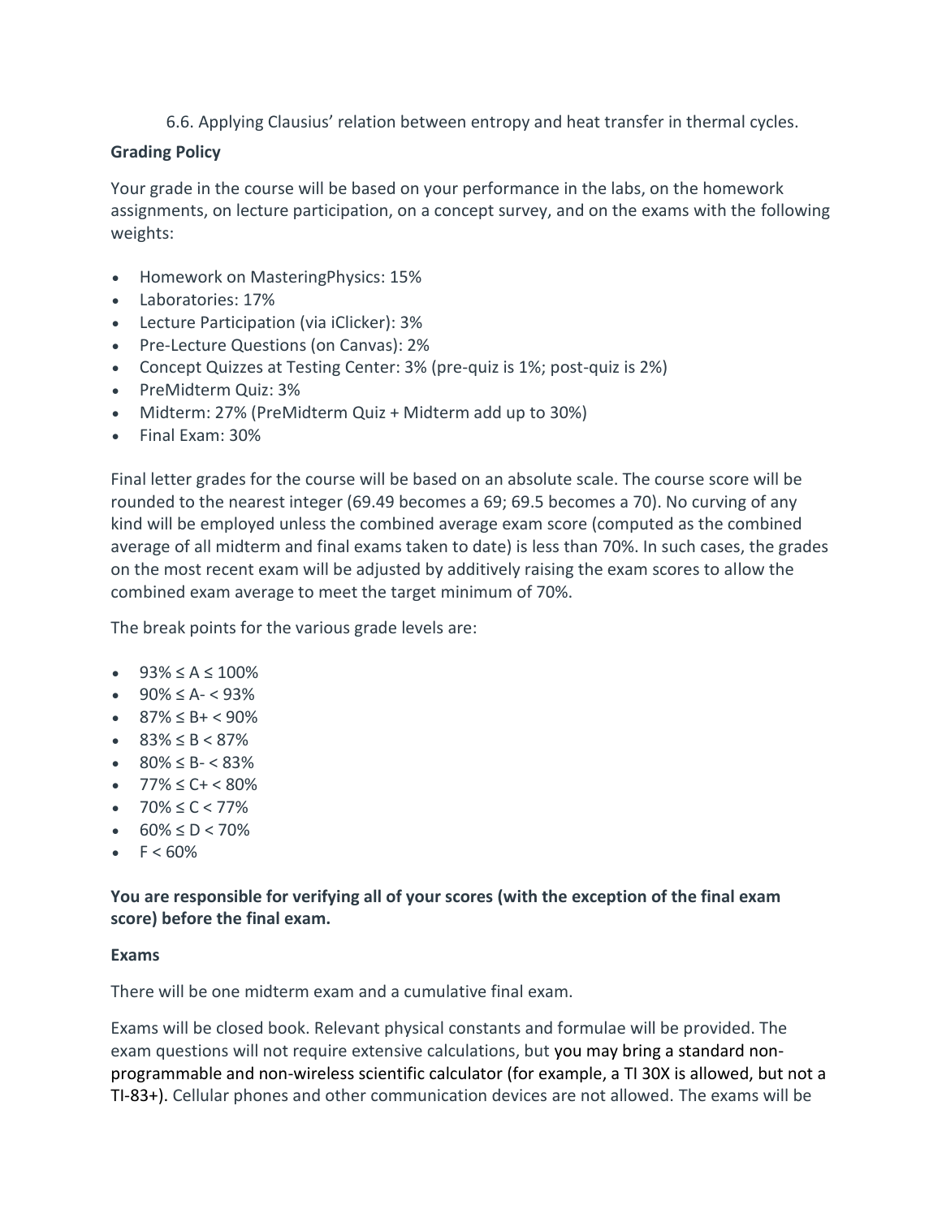6.6. Applying Clausius' relation between entropy and heat transfer in thermal cycles.

**Grading Policy**

Your grade in the course will be based on your performance in the labs, on the homework assignments, on lecture participation, on a concept survey, and on the exams with the following weights:

- Homework on MasteringPhysics: 15%
- Laboratories: 17%
- Lecture Participation (via iClicker): 3%
- Pre-Lecture Questions (on Canvas): 2%
- Concept Quizzes at Testing Center: 3% (pre-quiz is 1%; post-quiz is 2%)
- PreMidterm Quiz: 3%
- Midterm: 27% (PreMidterm Quiz + Midterm add up to 30%)
- Final Exam: 30%

Final letter grades for the course will be based on an absolute scale. The course score will be rounded to the nearest integer (69.49 becomes a 69; 69.5 becomes a 70). No curving of any kind will be employed unless the combined average exam score (computed as the combined average of all midterm and final exams taken to date) is less than 70%. In such cases, the grades on the most recent exam will be adjusted by additively raising the exam scores to allow the combined exam average to meet the target minimum of 70%.

The break points for the various grade levels are:

- 93% ≤ A ≤ 100%
- 90% ≤ A- < 93%
- 87% ≤ B+ < 90%
- 83% ≤ B < 87%
- 80% ≤ B- < 83%
- 77% ≤ C+ < 80%
- 70% ≤ C < 77%
- 60% ≤ D < 70%
- F < 60%

**You are responsible for verifying all of your scores (with the exception of the final exam score) before the final exam.**

**Exams**

There will be one midterm exam and a cumulative final exam.

Exams will be closed book. Relevant physical constants and formulae will be provided. The exam questions will not require extensive calculations, but you may bring a standard non-programmable and non-wireless scientific calculator (for example, a TI 30X is allowed, but not a TI-83+). Cellular phones and other communication devices are not allowed. The exams will be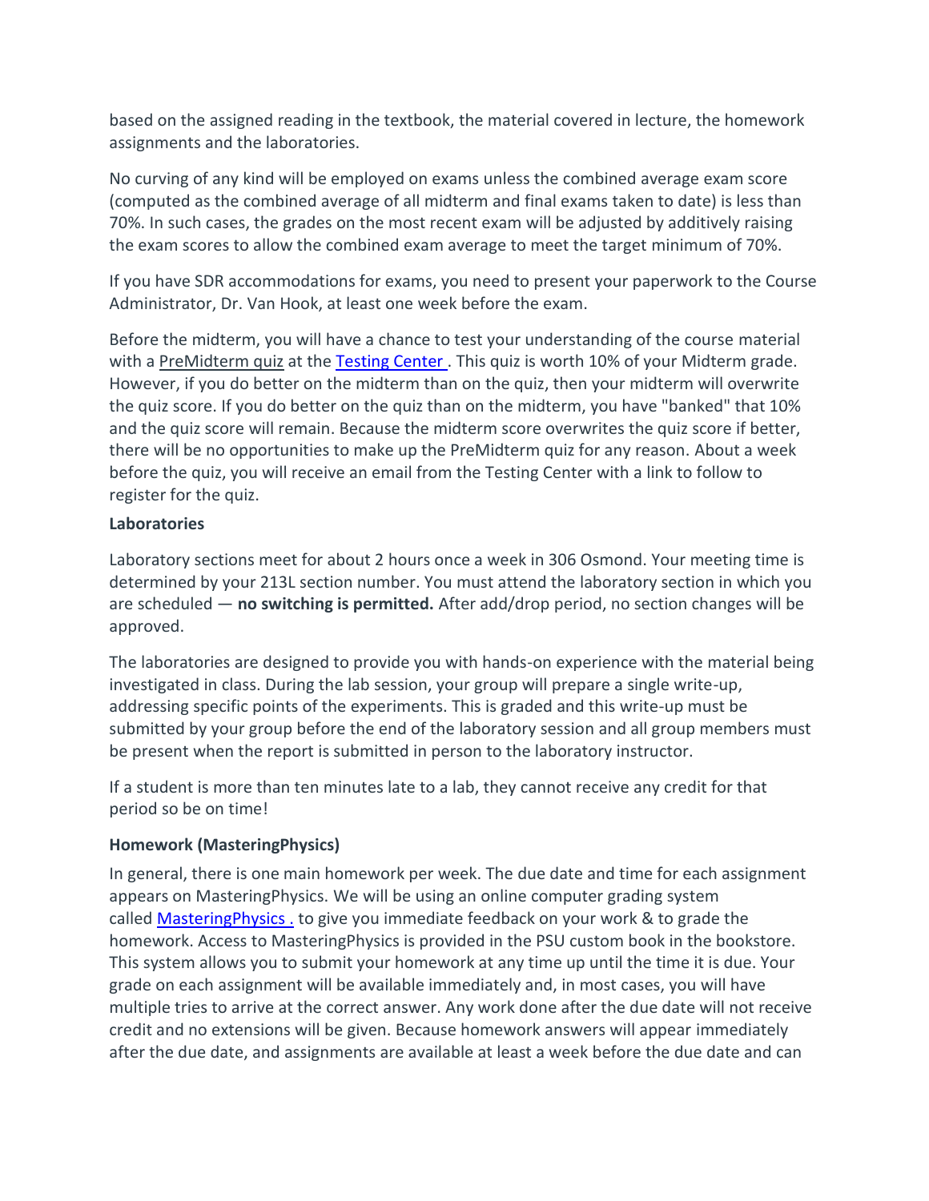based on the assigned reading in the textbook, the material covered in lecture, the homework assignments and the laboratories.

No curving of any kind will be employed on exams unless the combined average exam score (computed as the combined average of all midterm and final exams taken to date) is less than 70%. In such cases, the grades on the most recent exam will be adjusted by additively raising the exam scores to allow the combined exam average to meet the target minimum of 70%.

If you have SDR accommodations for exams, you need to present your paperwork to the Course Administrator, Dr. Van Hook, at least one week before the exam.

Before the midterm, you will have a chance to test your understanding of the course material with a PreMidterm quiz at the Testing Center . This quiz is worth 10% of your Midterm grade. However, if you do better on the midterm than on the quiz, then your midterm will overwrite the quiz score. If you do better on the quiz than on the midterm, you have "banked" that 10% and the quiz score will remain. Because the midterm score overwrites the quiz score if better, there will be no opportunities to make up the PreMidterm quiz for any reason. About a week before the quiz, you will receive an email from the Testing Center with a link to follow to register for the quiz.

**Laboratories**

Laboratory sections meet for about 2 hours once a week in 306 Osmond. Your meeting time is determined by your 213L section number. You must attend the laboratory section in which you are scheduled — **no switching is permitted.** After add/drop period, no section changes will be approved.

The laboratories are designed to provide you with hands-on experience with the material being investigated in class. During the lab session, your group will prepare a single write-up, addressing specific points of the experiments. This is graded and this write-up must be submitted by your group before the end of the laboratory session and all group members must be present when the report is submitted in person to the laboratory instructor.

If a student is more than ten minutes late to a lab, they cannot receive any credit for that period so be on time!

**Homework (MasteringPhysics)**

In general, there is one main homework per week. The due date and time for each assignment appears on MasteringPhysics. We will be using an online computer grading system called MasteringPhysics . to give you immediate feedback on your work & to grade the homework. Access to MasteringPhysics is provided in the PSU custom book in the bookstore. This system allows you to submit your homework at any time up until the time it is due. Your grade on each assignment will be available immediately and, in most cases, you will have multiple tries to arrive at the correct answer. Any work done after the due date will not receive credit and no extensions will be given. Because homework answers will appear immediately after the due date, and assignments are available at least a week before the due date and can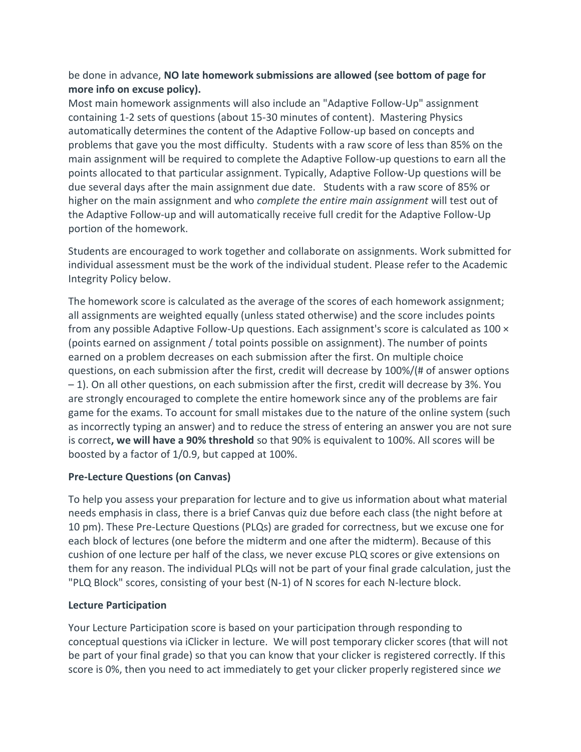be done in advance, **NO late homework submissions are allowed (see bottom of page for more info on excuse policy).**

Most main homework assignments will also include an "Adaptive Follow-Up" assignment containing 1-2 sets of questions (about 15-30 minutes of content). Mastering Physics automatically determines the content of the Adaptive Follow-up based on concepts and problems that gave you the most difficulty. Students with a raw score of less than 85% on the main assignment will be required to complete the Adaptive Follow-up questions to earn all the points allocated to that particular assignment. Typically, Adaptive Follow-Up questions will be due several days after the main assignment due date. Students with a raw score of 85% or higher on the main assignment and who *complete the entire main assignment* will test out of the Adaptive Follow-up and will automatically receive full credit for the Adaptive Follow-Up portion of the homework.

Students are encouraged to work together and collaborate on assignments. Work submitted for individual assessment must be the work of the individual student. Please refer to the Academic Integrity Policy below.

The homework score is calculated as the average of the scores of each homework assignment; all assignments are weighted equally (unless stated otherwise) and the score includes points from any possible Adaptive Follow-Up questions. Each assignment's score is calculated as 100 × (points earned on assignment / total points possible on assignment). The number of points earned on a problem decreases on each submission after the first. On multiple choice questions, on each submission after the first, credit will decrease by 100%/(# of answer options – 1). On all other questions, on each submission after the first, credit will decrease by 3%. You are strongly encouraged to complete the entire homework since any of the problems are fair game for the exams. To account for small mistakes due to the nature of the online system (such as incorrectly typing an answer) and to reduce the stress of entering an answer you are not sure is correct**, we will have a 90% threshold** so that 90% is equivalent to 100%. All scores will be boosted by a factor of 1/0.9, but capped at 100%.

**Pre-Lecture Questions (on Canvas)**

To help you assess your preparation for lecture and to give us information about what material needs emphasis in class, there is a brief Canvas quiz due before each class (the night before at 10 pm). These Pre-Lecture Questions (PLQs) are graded for correctness, but we excuse one for each block of lectures (one before the midterm and one after the midterm). Because of this cushion of one lecture per half of the class, we never excuse PLQ scores or give extensions on them for any reason. The individual PLQs will not be part of your final grade calculation, just the "PLQ Block" scores, consisting of your best (N-1) of N scores for each N-lecture block.

**Lecture Participation**

Your Lecture Participation score is based on your participation through responding to conceptual questions via iClicker in lecture. We will post temporary clicker scores (that will not be part of your final grade) so that you can know that your clicker is registered correctly. If this score is 0%, then you need to act immediately to get your clicker properly registered since *we*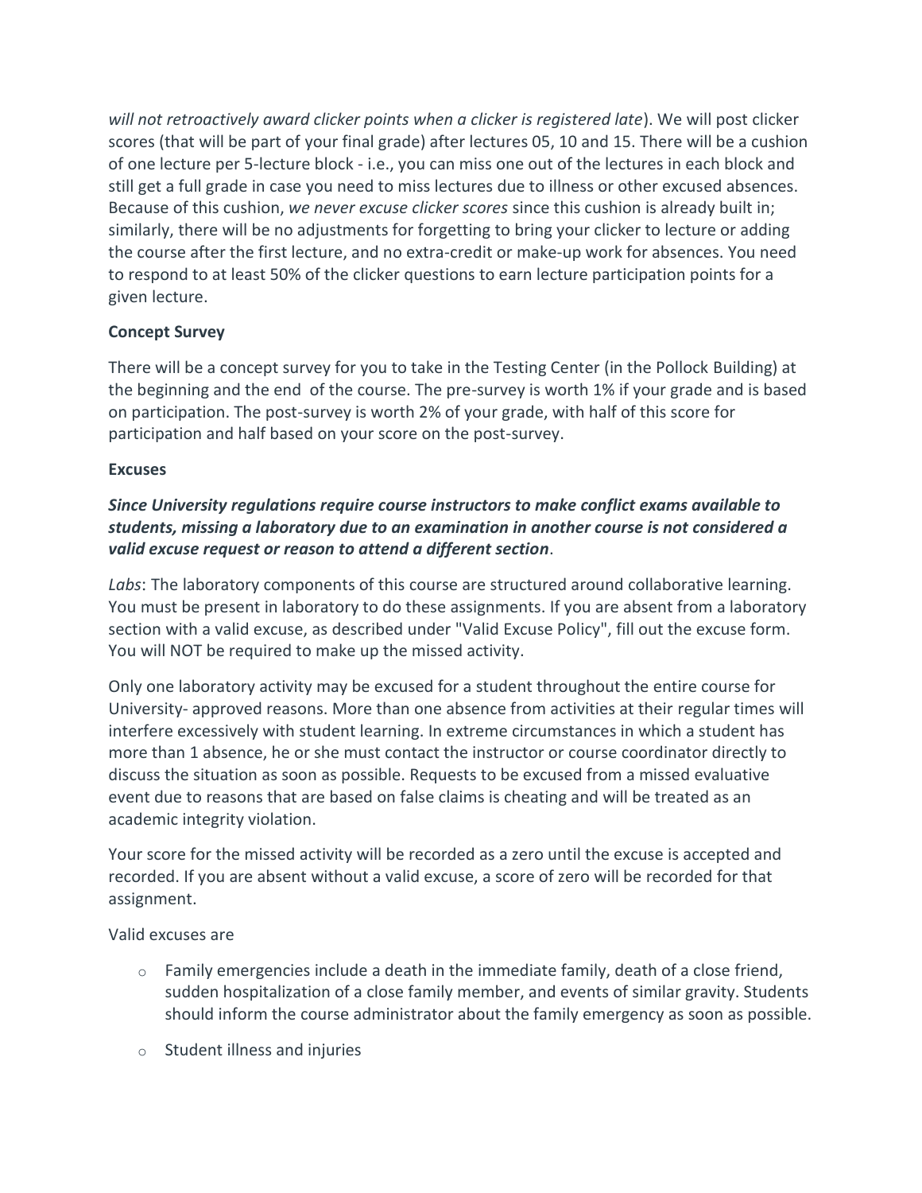*will not retroactively award clicker points when a clicker is registered late*). We will post clicker scores (that will be part of your final grade) after lectures 05, 10 and 15. There will be a cushion of one lecture per 5-lecture block - i.e., you can miss one out of the lectures in each block and still get a full grade in case you need to miss lectures due to illness or other excused absences. Because of this cushion, *we never excuse clicker scores* since this cushion is already built in; similarly, there will be no adjustments for forgetting to bring your clicker to lecture or adding the course after the first lecture, and no extra-credit or make-up work for absences. You need to respond to at least 50% of the clicker questions to earn lecture participation points for a given lecture.

**Concept Survey**

There will be a concept survey for you to take in the Testing Center (in the Pollock Building) at the beginning and the end of the course. The pre-survey is worth 1% if your grade and is based on participation. The post-survey is worth 2% of your grade, with half of this score for participation and half based on your score on the post-survey.

**Excuses**

***Since University regulations require course instructors to make conflict exams available to students, missing a laboratory due to an examination in another course is not considered a valid excuse request or reason to attend a different section***.

*Labs*: The laboratory components of this course are structured around collaborative learning. You must be present in laboratory to do these assignments. If you are absent from a laboratory section with a valid excuse, as described under "Valid Excuse Policy", fill out the excuse form. You will NOT be required to make up the missed activity.

Only one laboratory activity may be excused for a student throughout the entire course for University- approved reasons. More than one absence from activities at their regular times will interfere excessively with student learning. In extreme circumstances in which a student has more than 1 absence, he or she must contact the instructor or course coordinator directly to discuss the situation as soon as possible. Requests to be excused from a missed evaluative event due to reasons that are based on false claims is cheating and will be treated as an academic integrity violation.

Your score for the missed activity will be recorded as a zero until the excuse is accepted and recorded. If you are absent without a valid excuse, a score of zero will be recorded for that assignment.

Valid excuses are

- Family emergencies include a death in the immediate family, death of a close friend, sudden hospitalization of a close family member, and events of similar gravity. Students should inform the course administrator about the family emergency as soon as possible.
- Student illness and injuries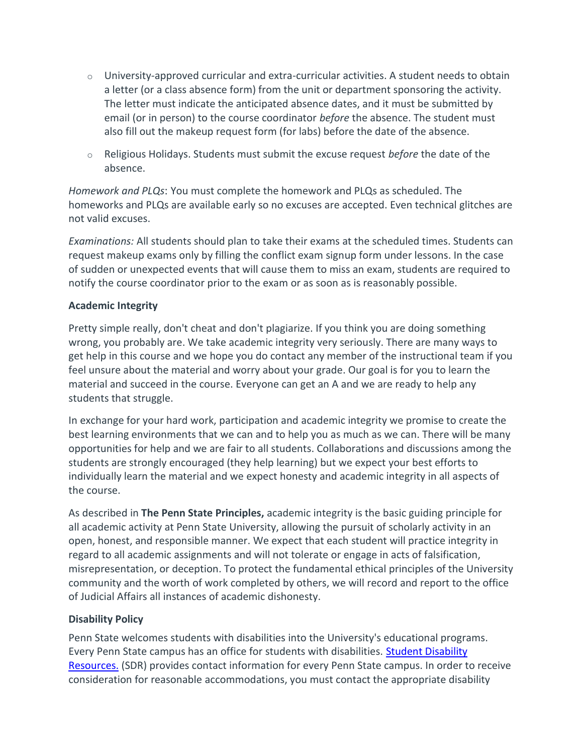- University-approved curricular and extra-curricular activities. A student needs to obtain a letter (or a class absence form) from the unit or department sponsoring the activity. The letter must indicate the anticipated absence dates, and it must be submitted by email (or in person) to the course coordinator *before* the absence. The student must also fill out the makeup request form (for labs) before the date of the absence.
- Religious Holidays. Students must submit the excuse request *before* the date of the absence.

*Homework and PLQs*: You must complete the homework and PLQs as scheduled. The homeworks and PLQs are available early so no excuses are accepted. Even technical glitches are not valid excuses.

*Examinations:* All students should plan to take their exams at the scheduled times. Students can request makeup exams only by filling the conflict exam signup form under lessons. In the case of sudden or unexpected events that will cause them to miss an exam, students are required to notify the course coordinator prior to the exam or as soon as is reasonably possible.

**Academic Integrity**

Pretty simple really, don't cheat and don't plagiarize. If you think you are doing something wrong, you probably are. We take academic integrity very seriously. There are many ways to get help in this course and we hope you do contact any member of the instructional team if you feel unsure about the material and worry about your grade. Our goal is for you to learn the material and succeed in the course. Everyone can get an A and we are ready to help any students that struggle.

In exchange for your hard work, participation and academic integrity we promise to create the best learning environments that we can and to help you as much as we can. There will be many opportunities for help and we are fair to all students. Collaborations and discussions among the students are strongly encouraged (they help learning) but we expect your best efforts to individually learn the material and we expect honesty and academic integrity in all aspects of the course.

As described in **The Penn State Principles,** academic integrity is the basic guiding principle for all academic activity at Penn State University, allowing the pursuit of scholarly activity in an open, honest, and responsible manner. We expect that each student will practice integrity in regard to all academic assignments and will not tolerate or engage in acts of falsification, misrepresentation, or deception. To protect the fundamental ethical principles of the University community and the worth of work completed by others, we will record and report to the office of Judicial Affairs all instances of academic dishonesty.

**Disability Policy**

Penn State welcomes students with disabilities into the University's educational programs. Every Penn State campus has an office for students with disabilities. [Student Disability Resources.](#) (SDR) provides contact information for every Penn State campus. In order to receive consideration for reasonable accommodations, you must contact the appropriate disability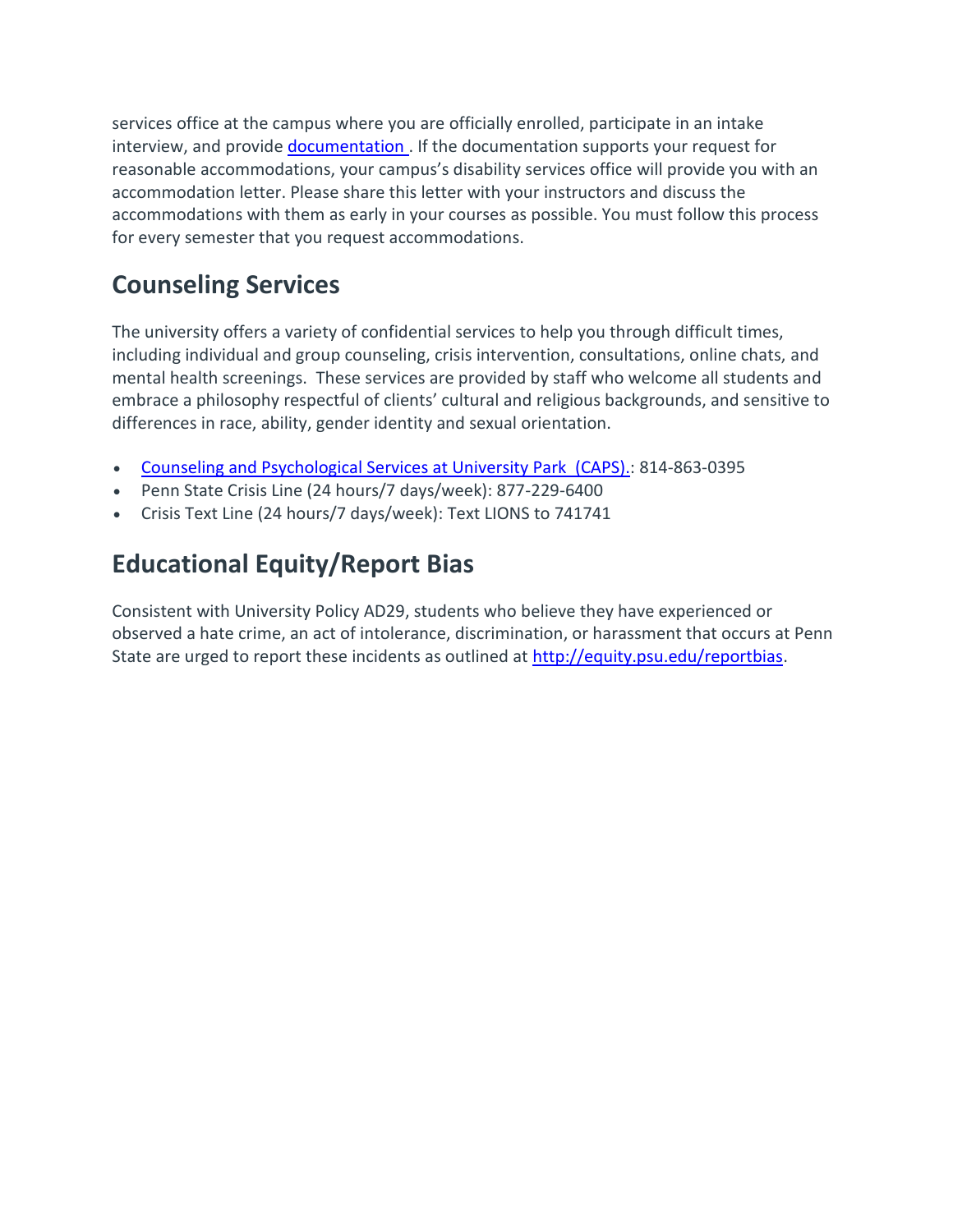services office at the campus where you are officially enrolled, participate in an intake interview, and provide documentation . If the documentation supports your request for reasonable accommodations, your campus's disability services office will provide you with an accommodation letter. Please share this letter with your instructors and discuss the accommodations with them as early in your courses as possible. You must follow this process for every semester that you request accommodations.

## Counseling Services

The university offers a variety of confidential services to help you through difficult times, including individual and group counseling, crisis intervention, consultations, online chats, and mental health screenings. These services are provided by staff who welcome all students and embrace a philosophy respectful of clients' cultural and religious backgrounds, and sensitive to differences in race, ability, gender identity and sexual orientation.

- Counseling and Psychological Services at University Park (CAPS).: 814-863-0395
- Penn State Crisis Line (24 hours/7 days/week): 877-229-6400
- Crisis Text Line (24 hours/7 days/week): Text LIONS to 741741

## Educational Equity/Report Bias

Consistent with University Policy AD29, students who believe they have experienced or observed a hate crime, an act of intolerance, discrimination, or harassment that occurs at Penn State are urged to report these incidents as outlined at http://equity.psu.edu/reportbias.